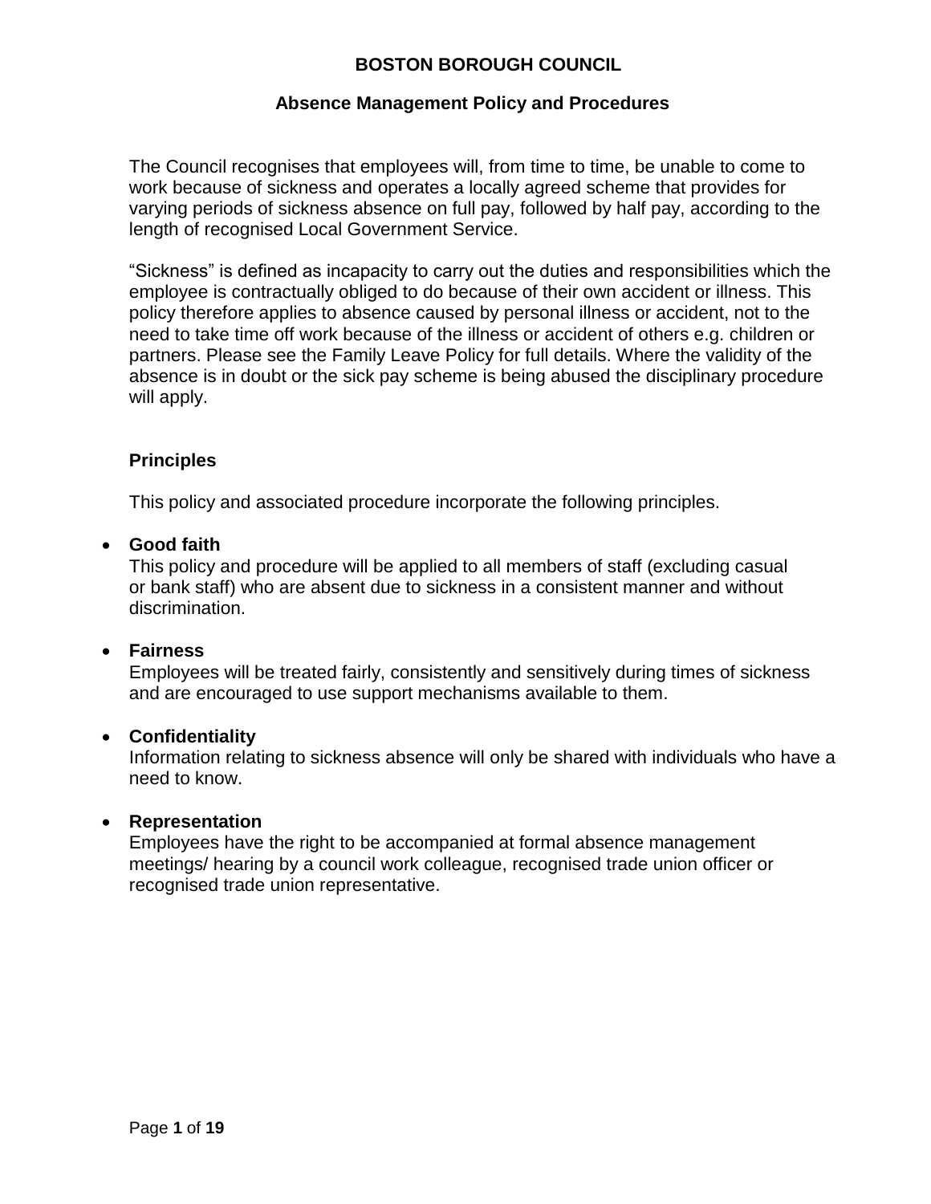# BOSTON BOROUGH COUNCIL

## Absence Management Policy and Procedures

The Council recognises that employees will, from time to time, be unable to come to work because of sickness and operates a locally agreed scheme that provides for varying periods of sickness absence on full pay, followed by half pay, according to the length of recognised Local Government Service.

"Sickness" is defined as incapacity to carry out the duties and responsibilities which the employee is contractually obliged to do because of their own accident or illness. This policy therefore applies to absence caused by personal illness or accident, not to the need to take time off work because of the illness or accident of others e.g. children or partners. Please see the Family Leave Policy for full details. Where the validity of the absence is in doubt or the sick pay scheme is being abused the disciplinary procedure will apply.

### Principles

This policy and associated procedure incorporate the following principles.

- **Good faith**
  This policy and procedure will be applied to all members of staff (excluding casual or bank staff) who are absent due to sickness in a consistent manner and without discrimination.

- **Fairness**
  Employees will be treated fairly, consistently and sensitively during times of sickness and are encouraged to use support mechanisms available to them.

- **Confidentiality**
  Information relating to sickness absence will only be shared with individuals who have a need to know.

- **Representation**
  Employees have the right to be accompanied at formal absence management meetings/ hearing by a council work colleague, recognised trade union officer or recognised trade union representative.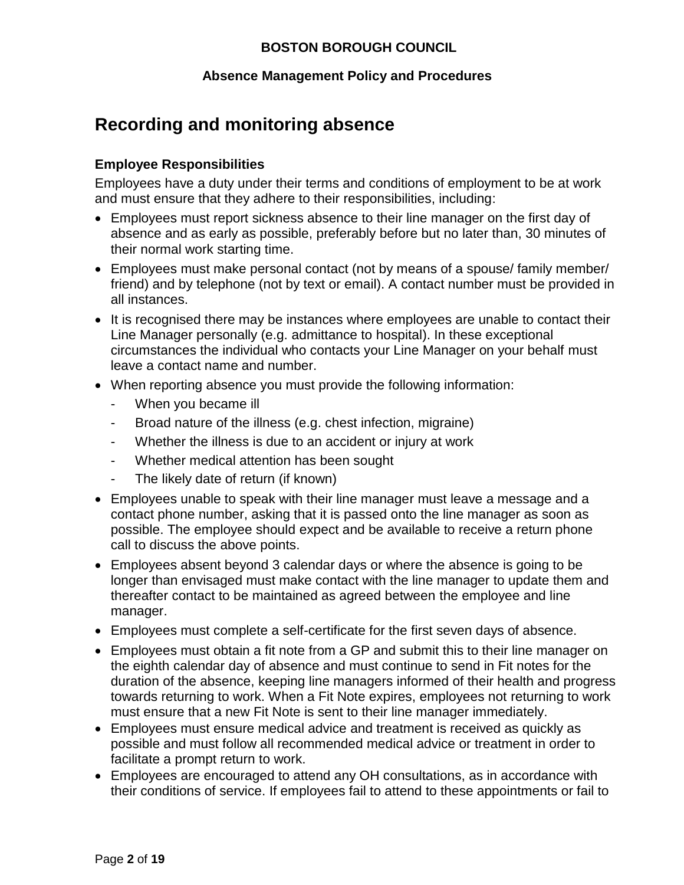**BOSTON BOROUGH COUNCIL**

**Absence Management Policy and Procedures**

# Recording and monitoring absence

### Employee Responsibilities

Employees have a duty under their terms and conditions of employment to be at work and must ensure that they adhere to their responsibilities, including:

- Employees must report sickness absence to their line manager on the first day of absence and as early as possible, preferably before but no later than, 30 minutes of their normal work starting time.
- Employees must make personal contact (not by means of a spouse/ family member/ friend) and by telephone (not by text or email). A contact number must be provided in all instances.
- It is recognised there may be instances where employees are unable to contact their Line Manager personally (e.g. admittance to hospital). In these exceptional circumstances the individual who contacts your Line Manager on your behalf must leave a contact name and number.
- When reporting absence you must provide the following information:
  - When you became ill
  - Broad nature of the illness (e.g. chest infection, migraine)
  - Whether the illness is due to an accident or injury at work
  - Whether medical attention has been sought
  - The likely date of return (if known)
- Employees unable to speak with their line manager must leave a message and a contact phone number, asking that it is passed onto the line manager as soon as possible. The employee should expect and be available to receive a return phone call to discuss the above points.
- Employees absent beyond 3 calendar days or where the absence is going to be longer than envisaged must make contact with the line manager to update them and thereafter contact to be maintained as agreed between the employee and line manager.
- Employees must complete a self-certificate for the first seven days of absence.
- Employees must obtain a fit note from a GP and submit this to their line manager on the eighth calendar day of absence and must continue to send in Fit notes for the duration of the absence, keeping line managers informed of their health and progress towards returning to work. When a Fit Note expires, employees not returning to work must ensure that a new Fit Note is sent to their line manager immediately.
- Employees must ensure medical advice and treatment is received as quickly as possible and must follow all recommended medical advice or treatment in order to facilitate a prompt return to work.
- Employees are encouraged to attend any OH consultations, as in accordance with their conditions of service. If employees fail to attend to these appointments or fail to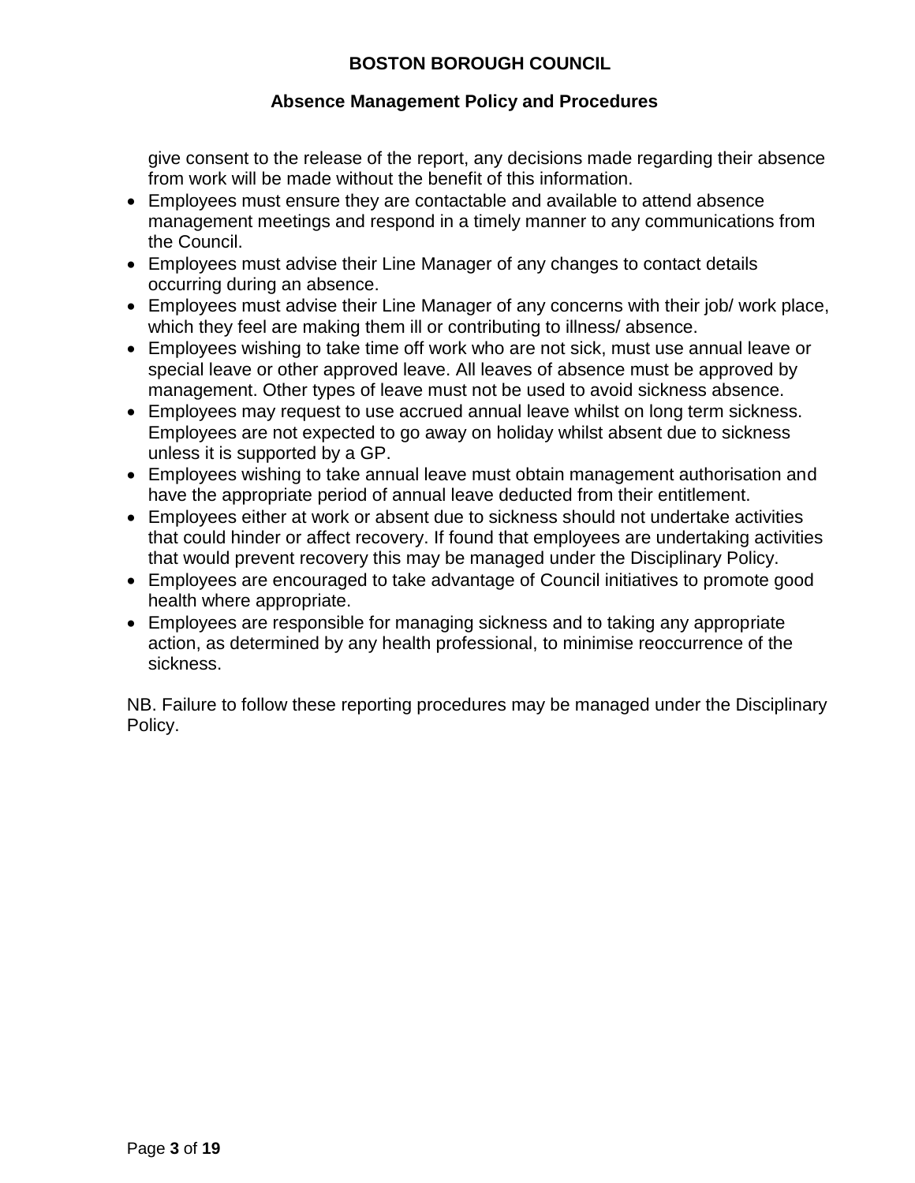give consent to the release of the report, any decisions made regarding their absence from work will be made without the benefit of this information.

- Employees must ensure they are contactable and available to attend absence management meetings and respond in a timely manner to any communications from the Council.
- Employees must advise their Line Manager of any changes to contact details occurring during an absence.
- Employees must advise their Line Manager of any concerns with their job/ work place, which they feel are making them ill or contributing to illness/ absence.
- Employees wishing to take time off work who are not sick, must use annual leave or special leave or other approved leave. All leaves of absence must be approved by management. Other types of leave must not be used to avoid sickness absence.
- Employees may request to use accrued annual leave whilst on long term sickness. Employees are not expected to go away on holiday whilst absent due to sickness unless it is supported by a GP.
- Employees wishing to take annual leave must obtain management authorisation and have the appropriate period of annual leave deducted from their entitlement.
- Employees either at work or absent due to sickness should not undertake activities that could hinder or affect recovery. If found that employees are undertaking activities that would prevent recovery this may be managed under the Disciplinary Policy.
- Employees are encouraged to take advantage of Council initiatives to promote good health where appropriate.
- Employees are responsible for managing sickness and to taking any appropriate action, as determined by any health professional, to minimise reoccurrence of the sickness.

NB. Failure to follow these reporting procedures may be managed under the Disciplinary Policy.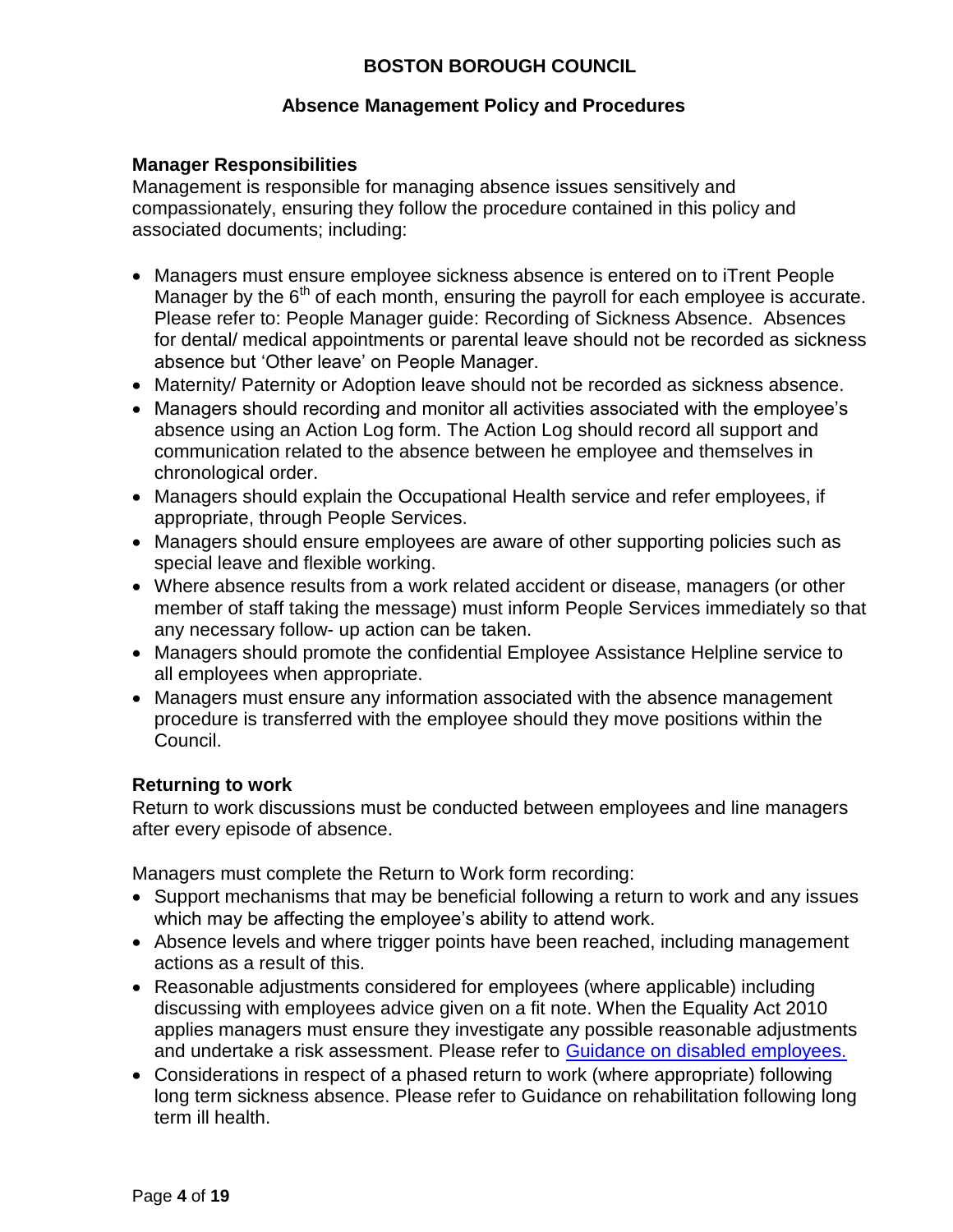**BOSTON BOROUGH COUNCIL**

**Absence Management Policy and Procedures**

### Manager Responsibilities

Management is responsible for managing absence issues sensitively and compassionately, ensuring they follow the procedure contained in this policy and associated documents; including:

- Managers must ensure employee sickness absence is entered on to iTrent People Manager by the 6th of each month, ensuring the payroll for each employee is accurate. Please refer to: People Manager guide: Recording of Sickness Absence. Absences for dental/ medical appointments or parental leave should not be recorded as sickness absence but 'Other leave' on People Manager.
- Maternity/ Paternity or Adoption leave should not be recorded as sickness absence.
- Managers should recording and monitor all activities associated with the employee's absence using an Action Log form. The Action Log should record all support and communication related to the absence between he employee and themselves in chronological order.
- Managers should explain the Occupational Health service and refer employees, if appropriate, through People Services.
- Managers should ensure employees are aware of other supporting policies such as special leave and flexible working.
- Where absence results from a work related accident or disease, managers (or other member of staff taking the message) must inform People Services immediately so that any necessary follow- up action can be taken.
- Managers should promote the confidential Employee Assistance Helpline service to all employees when appropriate.
- Managers must ensure any information associated with the absence management procedure is transferred with the employee should they move positions within the Council.

### Returning to work

Return to work discussions must be conducted between employees and line managers after every episode of absence.

Managers must complete the Return to Work form recording:

- Support mechanisms that may be beneficial following a return to work and any issues which may be affecting the employee's ability to attend work.
- Absence levels and where trigger points have been reached, including management actions as a result of this.
- Reasonable adjustments considered for employees (where applicable) including discussing with employees advice given on a fit note. When the Equality Act 2010 applies managers must ensure they investigate any possible reasonable adjustments and undertake a risk assessment. Please refer to Guidance on disabled employees.
- Considerations in respect of a phased return to work (where appropriate) following long term sickness absence. Please refer to Guidance on rehabilitation following long term ill health.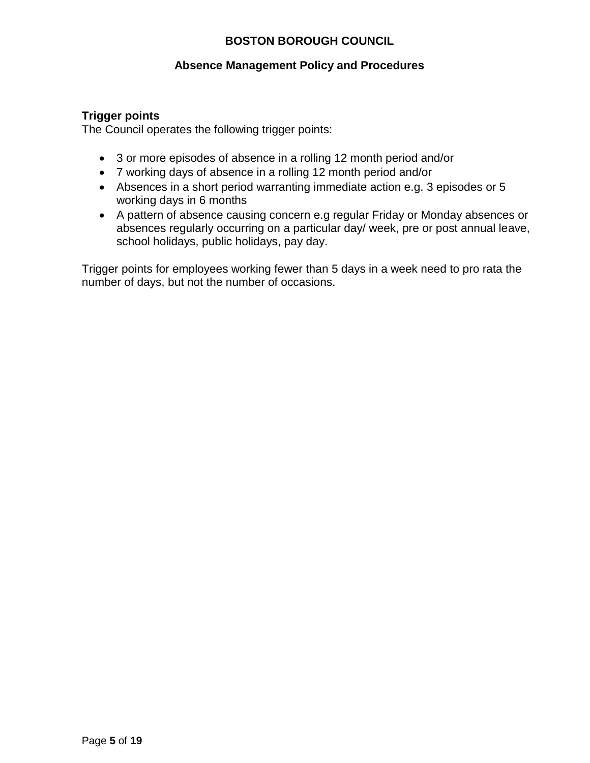**Trigger points**

The Council operates the following trigger points:

- 3 or more episodes of absence in a rolling 12 month period and/or
- 7 working days of absence in a rolling 12 month period and/or
- Absences in a short period warranting immediate action e.g. 3 episodes or 5 working days in 6 months
- A pattern of absence causing concern e.g regular Friday or Monday absences or absences regularly occurring on a particular day/ week, pre or post annual leave, school holidays, public holidays, pay day.

Trigger points for employees working fewer than 5 days in a week need to pro rata the number of days, but not the number of occasions.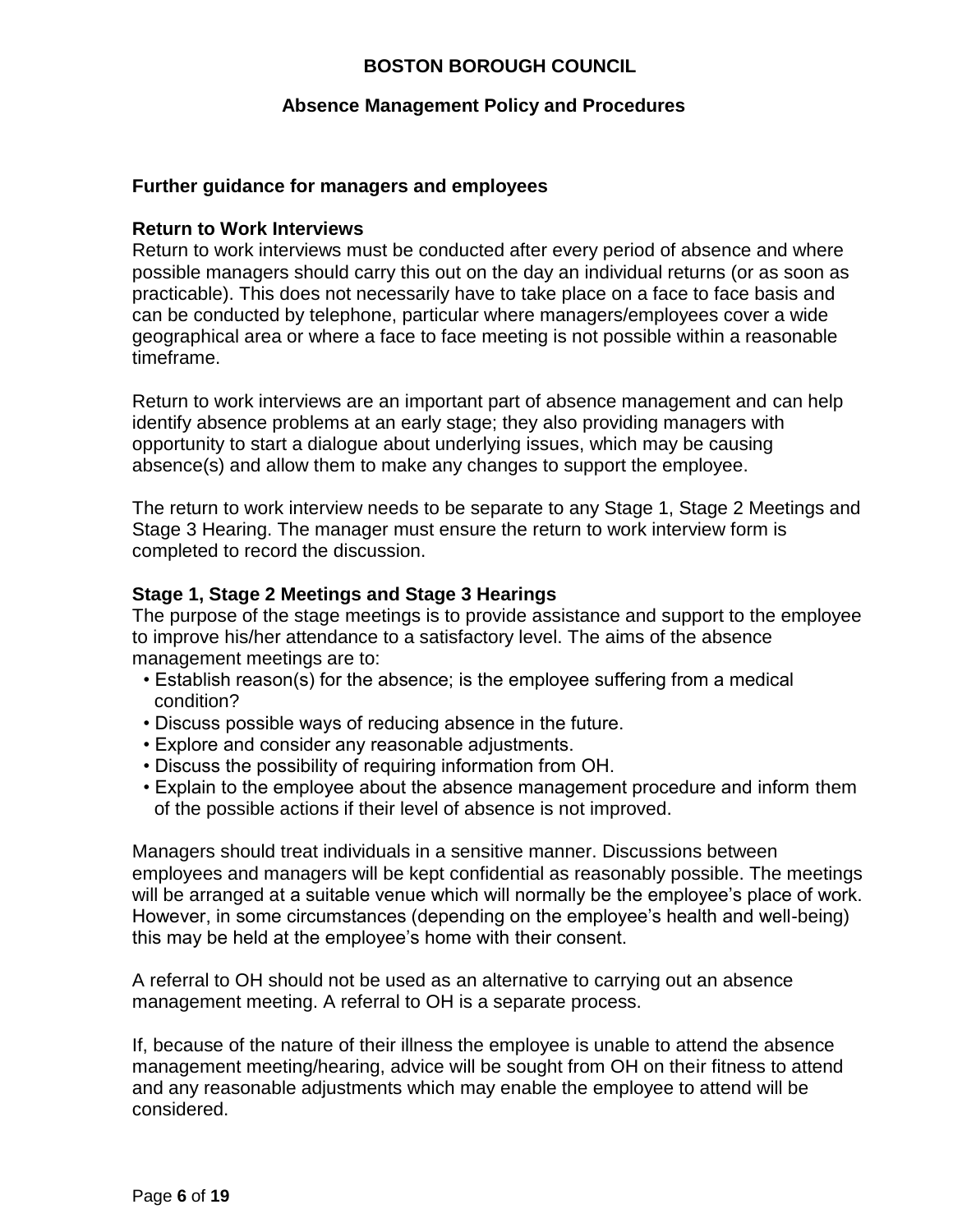## Further guidance for managers and employees

### Return to Work Interviews

Return to work interviews must be conducted after every period of absence and where possible managers should carry this out on the day an individual returns (or as soon as practicable). This does not necessarily have to take place on a face to face basis and can be conducted by telephone, particular where managers/employees cover a wide geographical area or where a face to face meeting is not possible within a reasonable timeframe.

Return to work interviews are an important part of absence management and can help identify absence problems at an early stage; they also providing managers with opportunity to start a dialogue about underlying issues, which may be causing absence(s) and allow them to make any changes to support the employee.

The return to work interview needs to be separate to any Stage 1, Stage 2 Meetings and Stage 3 Hearing. The manager must ensure the return to work interview form is completed to record the discussion.

### Stage 1, Stage 2 Meetings and Stage 3 Hearings

The purpose of the stage meetings is to provide assistance and support to the employee to improve his/her attendance to a satisfactory level. The aims of the absence management meetings are to:

- Establish reason(s) for the absence; is the employee suffering from a medical condition?
- Discuss possible ways of reducing absence in the future.
- Explore and consider any reasonable adjustments.
- Discuss the possibility of requiring information from OH.
- Explain to the employee about the absence management procedure and inform them of the possible actions if their level of absence is not improved.

Managers should treat individuals in a sensitive manner. Discussions between employees and managers will be kept confidential as reasonably possible. The meetings will be arranged at a suitable venue which will normally be the employee's place of work. However, in some circumstances (depending on the employee's health and well-being) this may be held at the employee's home with their consent.

A referral to OH should not be used as an alternative to carrying out an absence management meeting. A referral to OH is a separate process.

If, because of the nature of their illness the employee is unable to attend the absence management meeting/hearing, advice will be sought from OH on their fitness to attend and any reasonable adjustments which may enable the employee to attend will be considered.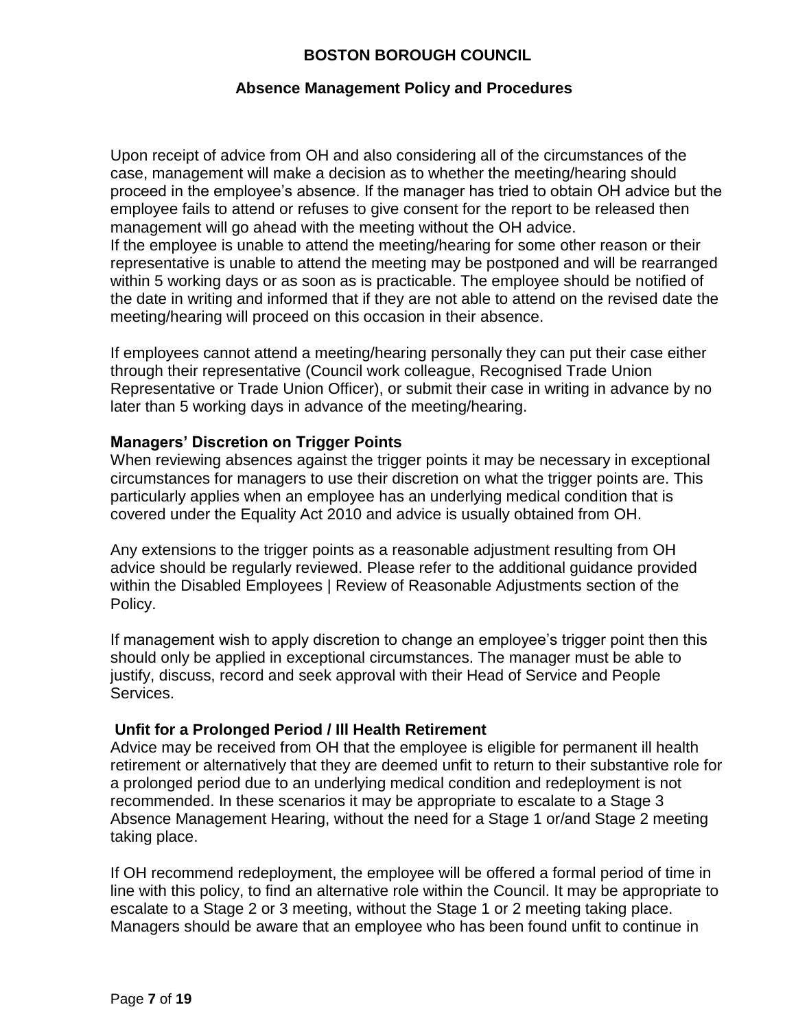Upon receipt of advice from OH and also considering all of the circumstances of the case, management will make a decision as to whether the meeting/hearing should proceed in the employee's absence. If the manager has tried to obtain OH advice but the employee fails to attend or refuses to give consent for the report to be released then management will go ahead with the meeting without the OH advice.
If the employee is unable to attend the meeting/hearing for some other reason or their representative is unable to attend the meeting may be postponed and will be rearranged within 5 working days or as soon as is practicable. The employee should be notified of the date in writing and informed that if they are not able to attend on the revised date the meeting/hearing will proceed on this occasion in their absence.

If employees cannot attend a meeting/hearing personally they can put their case either through their representative (Council work colleague, Recognised Trade Union Representative or Trade Union Officer), or submit their case in writing in advance by no later than 5 working days in advance of the meeting/hearing.

### Managers' Discretion on Trigger Points

When reviewing absences against the trigger points it may be necessary in exceptional circumstances for managers to use their discretion on what the trigger points are. This particularly applies when an employee has an underlying medical condition that is covered under the Equality Act 2010 and advice is usually obtained from OH.

Any extensions to the trigger points as a reasonable adjustment resulting from OH advice should be regularly reviewed. Please refer to the additional guidance provided within the Disabled Employees | Review of Reasonable Adjustments section of the Policy.

If management wish to apply discretion to change an employee's trigger point then this should only be applied in exceptional circumstances. The manager must be able to justify, discuss, record and seek approval with their Head of Service and People Services.

### Unfit for a Prolonged Period / Ill Health Retirement

Advice may be received from OH that the employee is eligible for permanent ill health retirement or alternatively that they are deemed unfit to return to their substantive role for a prolonged period due to an underlying medical condition and redeployment is not recommended. In these scenarios it may be appropriate to escalate to a Stage 3 Absence Management Hearing, without the need for a Stage 1 or/and Stage 2 meeting taking place.

If OH recommend redeployment, the employee will be offered a formal period of time in line with this policy, to find an alternative role within the Council. It may be appropriate to escalate to a Stage 2 or 3 meeting, without the Stage 1 or 2 meeting taking place. Managers should be aware that an employee who has been found unfit to continue in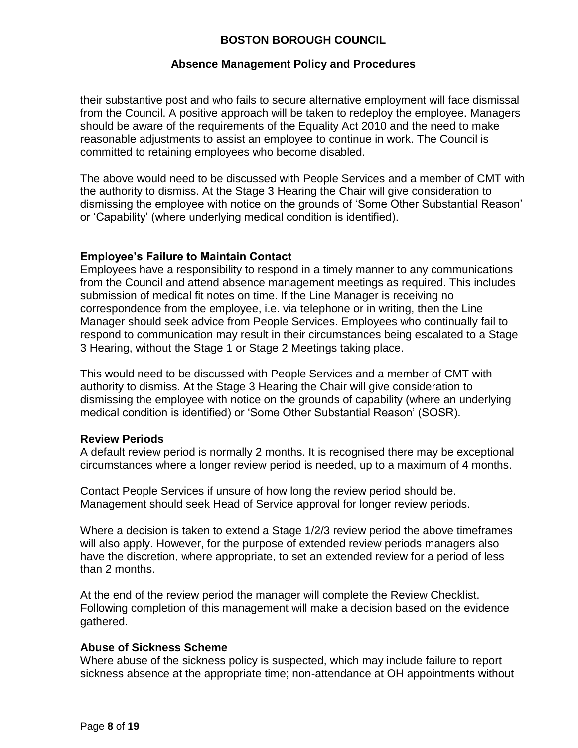their substantive post and who fails to secure alternative employment will face dismissal from the Council. A positive approach will be taken to redeploy the employee. Managers should be aware of the requirements of the Equality Act 2010 and the need to make reasonable adjustments to assist an employee to continue in work. The Council is committed to retaining employees who become disabled.

The above would need to be discussed with People Services and a member of CMT with the authority to dismiss. At the Stage 3 Hearing the Chair will give consideration to dismissing the employee with notice on the grounds of 'Some Other Substantial Reason' or 'Capability' (where underlying medical condition is identified).

**Employee's Failure to Maintain Contact**

Employees have a responsibility to respond in a timely manner to any communications from the Council and attend absence management meetings as required. This includes submission of medical fit notes on time. If the Line Manager is receiving no correspondence from the employee, i.e. via telephone or in writing, then the Line Manager should seek advice from People Services. Employees who continually fail to respond to communication may result in their circumstances being escalated to a Stage 3 Hearing, without the Stage 1 or Stage 2 Meetings taking place.

This would need to be discussed with People Services and a member of CMT with authority to dismiss. At the Stage 3 Hearing the Chair will give consideration to dismissing the employee with notice on the grounds of capability (where an underlying medical condition is identified) or 'Some Other Substantial Reason' (SOSR).

**Review Periods**

A default review period is normally 2 months. It is recognised there may be exceptional circumstances where a longer review period is needed, up to a maximum of 4 months.

Contact People Services if unsure of how long the review period should be. Management should seek Head of Service approval for longer review periods.

Where a decision is taken to extend a Stage 1/2/3 review period the above timeframes will also apply. However, for the purpose of extended review periods managers also have the discretion, where appropriate, to set an extended review for a period of less than 2 months.

At the end of the review period the manager will complete the Review Checklist. Following completion of this management will make a decision based on the evidence gathered.

**Abuse of Sickness Scheme**

Where abuse of the sickness policy is suspected, which may include failure to report sickness absence at the appropriate time; non-attendance at OH appointments without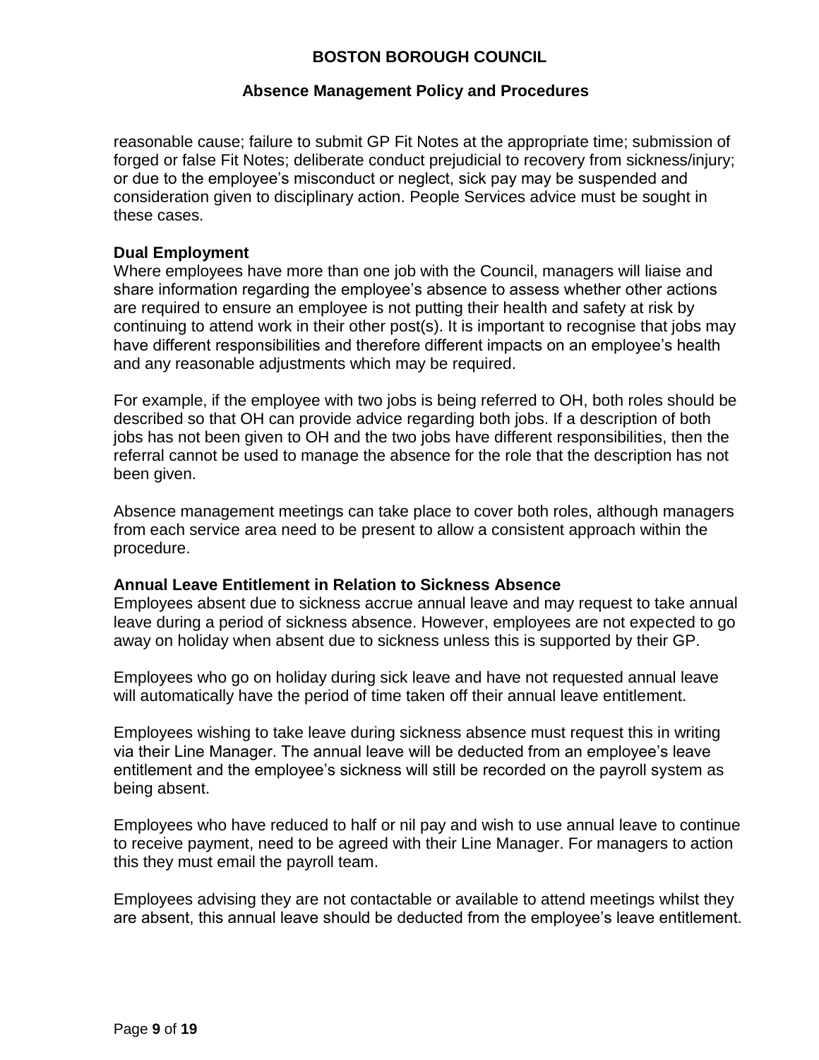reasonable cause; failure to submit GP Fit Notes at the appropriate time; submission of forged or false Fit Notes; deliberate conduct prejudicial to recovery from sickness/injury; or due to the employee's misconduct or neglect, sick pay may be suspended and consideration given to disciplinary action. People Services advice must be sought in these cases.

**Dual Employment**

Where employees have more than one job with the Council, managers will liaise and share information regarding the employee's absence to assess whether other actions are required to ensure an employee is not putting their health and safety at risk by continuing to attend work in their other post(s). It is important to recognise that jobs may have different responsibilities and therefore different impacts on an employee's health and any reasonable adjustments which may be required.

For example, if the employee with two jobs is being referred to OH, both roles should be described so that OH can provide advice regarding both jobs. If a description of both jobs has not been given to OH and the two jobs have different responsibilities, then the referral cannot be used to manage the absence for the role that the description has not been given.

Absence management meetings can take place to cover both roles, although managers from each service area need to be present to allow a consistent approach within the procedure.

**Annual Leave Entitlement in Relation to Sickness Absence**

Employees absent due to sickness accrue annual leave and may request to take annual leave during a period of sickness absence. However, employees are not expected to go away on holiday when absent due to sickness unless this is supported by their GP.

Employees who go on holiday during sick leave and have not requested annual leave will automatically have the period of time taken off their annual leave entitlement.

Employees wishing to take leave during sickness absence must request this in writing via their Line Manager. The annual leave will be deducted from an employee's leave entitlement and the employee's sickness will still be recorded on the payroll system as being absent.

Employees who have reduced to half or nil pay and wish to use annual leave to continue to receive payment, need to be agreed with their Line Manager. For managers to action this they must email the payroll team.

Employees advising they are not contactable or available to attend meetings whilst they are absent, this annual leave should be deducted from the employee's leave entitlement.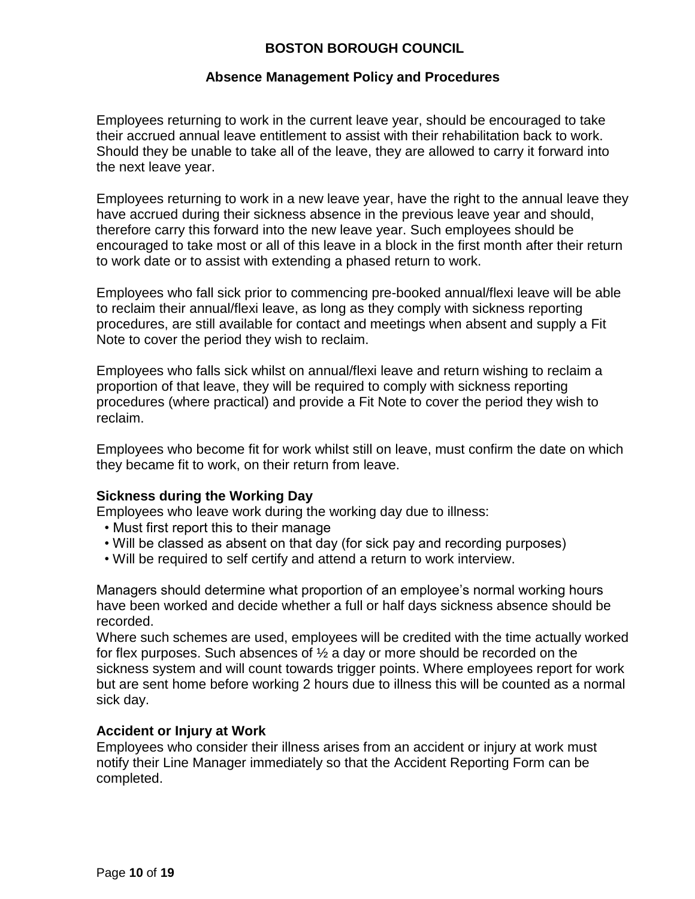Employees returning to work in the current leave year, should be encouraged to take their accrued annual leave entitlement to assist with their rehabilitation back to work. Should they be unable to take all of the leave, they are allowed to carry it forward into the next leave year.

Employees returning to work in a new leave year, have the right to the annual leave they have accrued during their sickness absence in the previous leave year and should, therefore carry this forward into the new leave year. Such employees should be encouraged to take most or all of this leave in a block in the first month after their return to work date or to assist with extending a phased return to work.

Employees who fall sick prior to commencing pre-booked annual/flexi leave will be able to reclaim their annual/flexi leave, as long as they comply with sickness reporting procedures, are still available for contact and meetings when absent and supply a Fit Note to cover the period they wish to reclaim.

Employees who falls sick whilst on annual/flexi leave and return wishing to reclaim a proportion of that leave, they will be required to comply with sickness reporting procedures (where practical) and provide a Fit Note to cover the period they wish to reclaim.

Employees who become fit for work whilst still on leave, must confirm the date on which they became fit to work, on their return from leave.

**Sickness during the Working Day**

Employees who leave work during the working day due to illness:

- Must first report this to their manage
- Will be classed as absent on that day (for sick pay and recording purposes)
- Will be required to self certify and attend a return to work interview.

Managers should determine what proportion of an employee's normal working hours have been worked and decide whether a full or half days sickness absence should be recorded.

Where such schemes are used, employees will be credited with the time actually worked for flex purposes. Such absences of ½ a day or more should be recorded on the sickness system and will count towards trigger points. Where employees report for work but are sent home before working 2 hours due to illness this will be counted as a normal sick day.

**Accident or Injury at Work**

Employees who consider their illness arises from an accident or injury at work must notify their Line Manager immediately so that the Accident Reporting Form can be completed.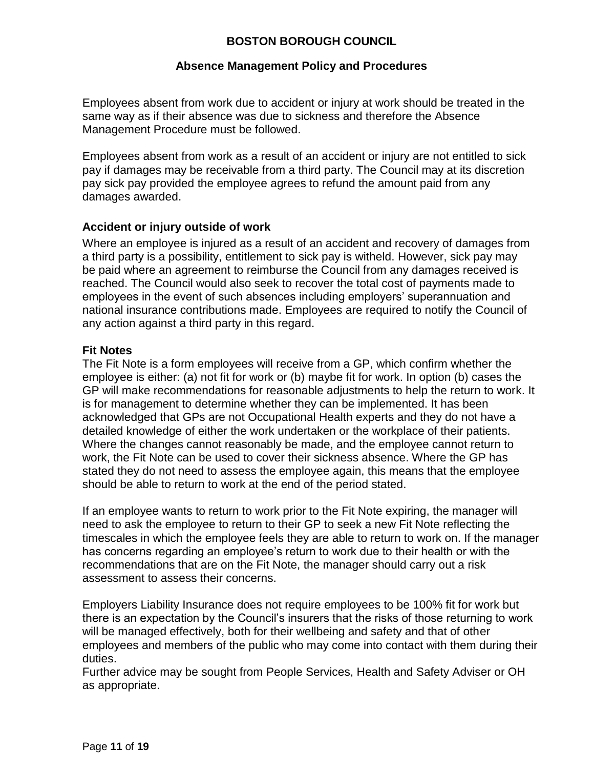Employees absent from work due to accident or injury at work should be treated in the same way as if their absence was due to sickness and therefore the Absence Management Procedure must be followed.

Employees absent from work as a result of an accident or injury are not entitled to sick pay if damages may be receivable from a third party. The Council may at its discretion pay sick pay provided the employee agrees to refund the amount paid from any damages awarded.

### Accident or injury outside of work

Where an employee is injured as a result of an accident and recovery of damages from a third party is a possibility, entitlement to sick pay is witheld. However, sick pay may be paid where an agreement to reimburse the Council from any damages received is reached. The Council would also seek to recover the total cost of payments made to employees in the event of such absences including employers' superannuation and national insurance contributions made. Employees are required to notify the Council of any action against a third party in this regard.

### Fit Notes

The Fit Note is a form employees will receive from a GP, which confirm whether the employee is either: (a) not fit for work or (b) maybe fit for work. In option (b) cases the GP will make recommendations for reasonable adjustments to help the return to work. It is for management to determine whether they can be implemented. It has been acknowledged that GPs are not Occupational Health experts and they do not have a detailed knowledge of either the work undertaken or the workplace of their patients. Where the changes cannot reasonably be made, and the employee cannot return to work, the Fit Note can be used to cover their sickness absence. Where the GP has stated they do not need to assess the employee again, this means that the employee should be able to return to work at the end of the period stated.

If an employee wants to return to work prior to the Fit Note expiring, the manager will need to ask the employee to return to their GP to seek a new Fit Note reflecting the timescales in which the employee feels they are able to return to work on. If the manager has concerns regarding an employee's return to work due to their health or with the recommendations that are on the Fit Note, the manager should carry out a risk assessment to assess their concerns.

Employers Liability Insurance does not require employees to be 100% fit for work but there is an expectation by the Council's insurers that the risks of those returning to work will be managed effectively, both for their wellbeing and safety and that of other employees and members of the public who may come into contact with them during their duties.
Further advice may be sought from People Services, Health and Safety Adviser or OH as appropriate.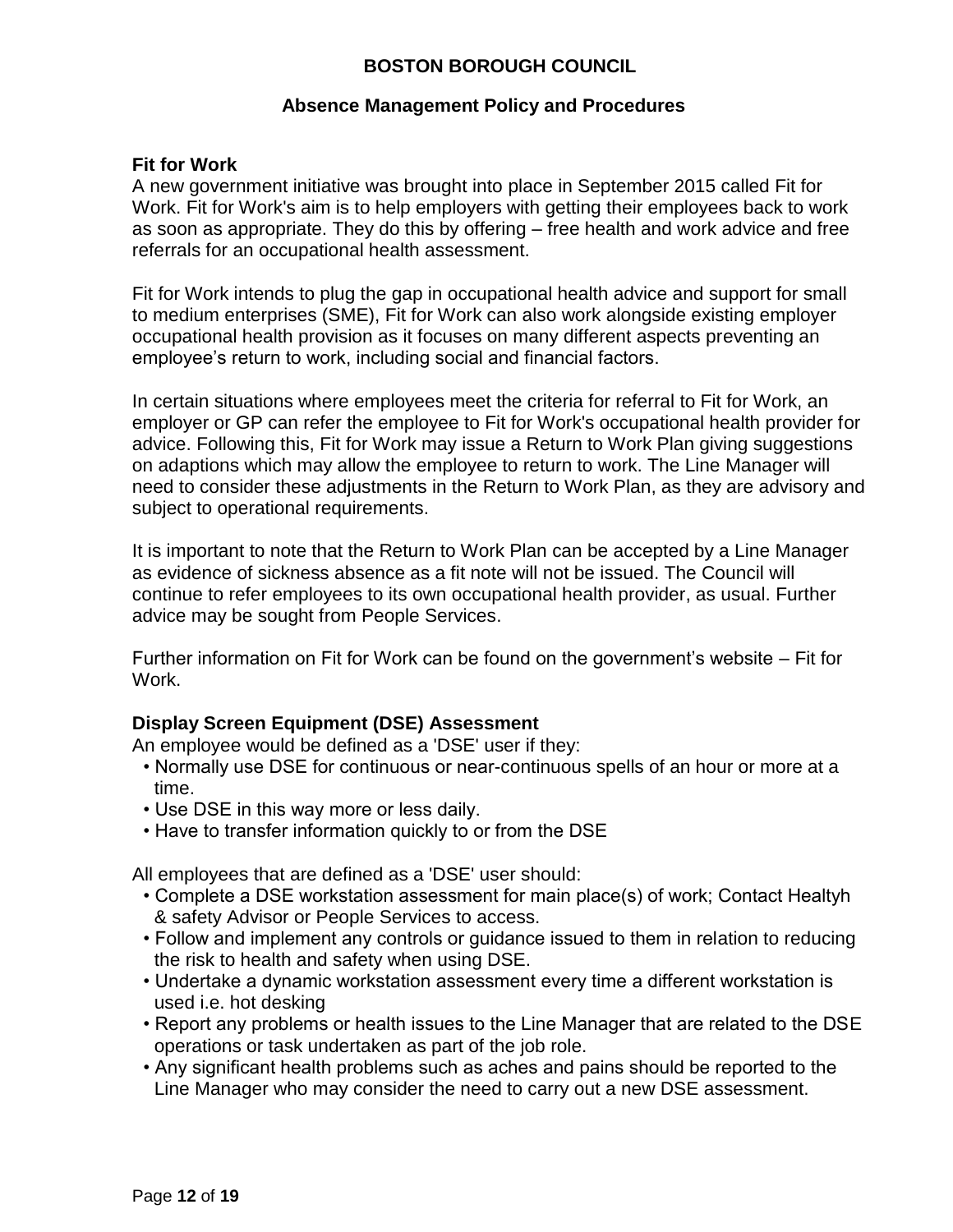**BOSTON BOROUGH COUNCIL**

**Absence Management Policy and Procedures**

### Fit for Work

A new government initiative was brought into place in September 2015 called Fit for Work. Fit for Work's aim is to help employers with getting their employees back to work as soon as appropriate. They do this by offering – free health and work advice and free referrals for an occupational health assessment.

Fit for Work intends to plug the gap in occupational health advice and support for small to medium enterprises (SME), Fit for Work can also work alongside existing employer occupational health provision as it focuses on many different aspects preventing an employee's return to work, including social and financial factors.

In certain situations where employees meet the criteria for referral to Fit for Work, an employer or GP can refer the employee to Fit for Work's occupational health provider for advice. Following this, Fit for Work may issue a Return to Work Plan giving suggestions on adaptions which may allow the employee to return to work. The Line Manager will need to consider these adjustments in the Return to Work Plan, as they are advisory and subject to operational requirements.

It is important to note that the Return to Work Plan can be accepted by a Line Manager as evidence of sickness absence as a fit note will not be issued. The Council will continue to refer employees to its own occupational health provider, as usual. Further advice may be sought from People Services.

Further information on Fit for Work can be found on the government's website – Fit for Work.

### Display Screen Equipment (DSE) Assessment

An employee would be defined as a 'DSE' user if they:

- Normally use DSE for continuous or near-continuous spells of an hour or more at a time.
- Use DSE in this way more or less daily.
- Have to transfer information quickly to or from the DSE

All employees that are defined as a 'DSE' user should:

- Complete a DSE workstation assessment for main place(s) of work; Contact Healtyh & safety Advisor or People Services to access.
- Follow and implement any controls or guidance issued to them in relation to reducing the risk to health and safety when using DSE.
- Undertake a dynamic workstation assessment every time a different workstation is used i.e. hot desking
- Report any problems or health issues to the Line Manager that are related to the DSE operations or task undertaken as part of the job role.
- Any significant health problems such as aches and pains should be reported to the Line Manager who may consider the need to carry out a new DSE assessment.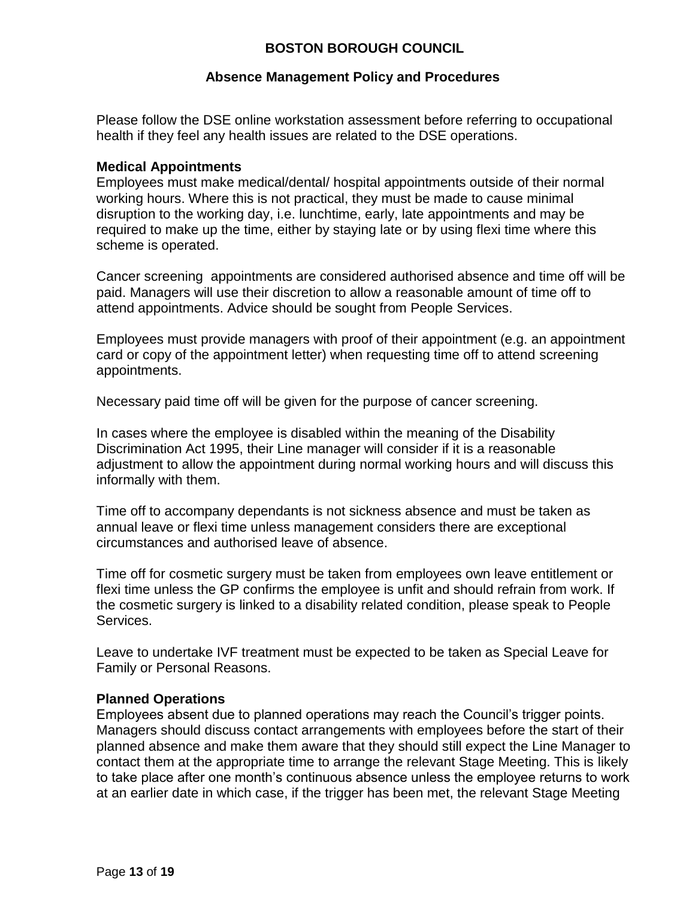Please follow the DSE online workstation assessment before referring to occupational health if they feel any health issues are related to the DSE operations.

**Medical Appointments**

Employees must make medical/dental/ hospital appointments outside of their normal working hours. Where this is not practical, they must be made to cause minimal disruption to the working day, i.e. lunchtime, early, late appointments and may be required to make up the time, either by staying late or by using flexi time where this scheme is operated.

Cancer screening appointments are considered authorised absence and time off will be paid. Managers will use their discretion to allow a reasonable amount of time off to attend appointments. Advice should be sought from People Services.

Employees must provide managers with proof of their appointment (e.g. an appointment card or copy of the appointment letter) when requesting time off to attend screening appointments.

Necessary paid time off will be given for the purpose of cancer screening.

In cases where the employee is disabled within the meaning of the Disability Discrimination Act 1995, their Line manager will consider if it is a reasonable adjustment to allow the appointment during normal working hours and will discuss this informally with them.

Time off to accompany dependants is not sickness absence and must be taken as annual leave or flexi time unless management considers there are exceptional circumstances and authorised leave of absence.

Time off for cosmetic surgery must be taken from employees own leave entitlement or flexi time unless the GP confirms the employee is unfit and should refrain from work. If the cosmetic surgery is linked to a disability related condition, please speak to People Services.

Leave to undertake IVF treatment must be expected to be taken as Special Leave for Family or Personal Reasons.

**Planned Operations**

Employees absent due to planned operations may reach the Council's trigger points. Managers should discuss contact arrangements with employees before the start of their planned absence and make them aware that they should still expect the Line Manager to contact them at the appropriate time to arrange the relevant Stage Meeting. This is likely to take place after one month's continuous absence unless the employee returns to work at an earlier date in which case, if the trigger has been met, the relevant Stage Meeting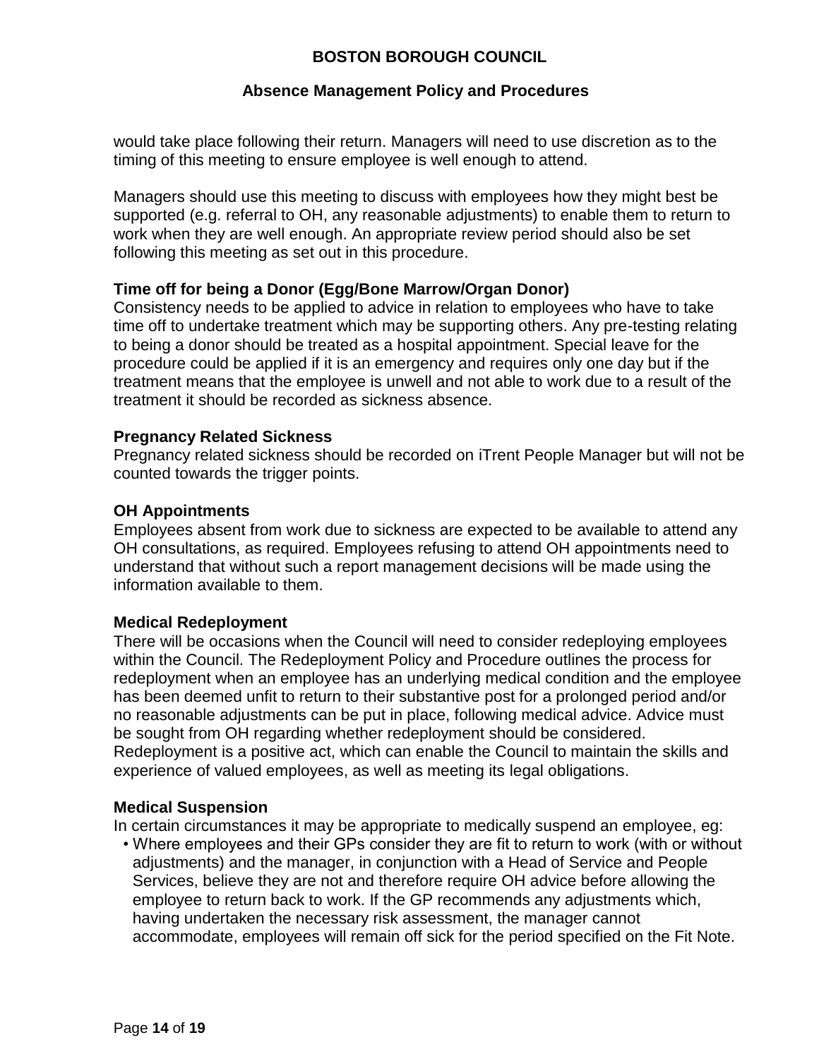would take place following their return. Managers will need to use discretion as to the timing of this meeting to ensure employee is well enough to attend.

Managers should use this meeting to discuss with employees how they might best be supported (e.g. referral to OH, any reasonable adjustments) to enable them to return to work when they are well enough. An appropriate review period should also be set following this meeting as set out in this procedure.

**Time off for being a Donor (Egg/Bone Marrow/Organ Donor)**
Consistency needs to be applied to advice in relation to employees who have to take time off to undertake treatment which may be supporting others. Any pre-testing relating to being a donor should be treated as a hospital appointment. Special leave for the procedure could be applied if it is an emergency and requires only one day but if the treatment means that the employee is unwell and not able to work due to a result of the treatment it should be recorded as sickness absence.

**Pregnancy Related Sickness**
Pregnancy related sickness should be recorded on iTrent People Manager but will not be counted towards the trigger points.

**OH Appointments**
Employees absent from work due to sickness are expected to be available to attend any OH consultations, as required. Employees refusing to attend OH appointments need to understand that without such a report management decisions will be made using the information available to them.

**Medical Redeployment**
There will be occasions when the Council will need to consider redeploying employees within the Council. The Redeployment Policy and Procedure outlines the process for redeployment when an employee has an underlying medical condition and the employee has been deemed unfit to return to their substantive post for a prolonged period and/or no reasonable adjustments can be put in place, following medical advice. Advice must be sought from OH regarding whether redeployment should be considered. Redeployment is a positive act, which can enable the Council to maintain the skills and experience of valued employees, as well as meeting its legal obligations.

**Medical Suspension**
In certain circumstances it may be appropriate to medically suspend an employee, eg:

- Where employees and their GPs consider they are fit to return to work (with or without adjustments) and the manager, in conjunction with a Head of Service and People Services, believe they are not and therefore require OH advice before allowing the employee to return back to work. If the GP recommends any adjustments which, having undertaken the necessary risk assessment, the manager cannot accommodate, employees will remain off sick for the period specified on the Fit Note.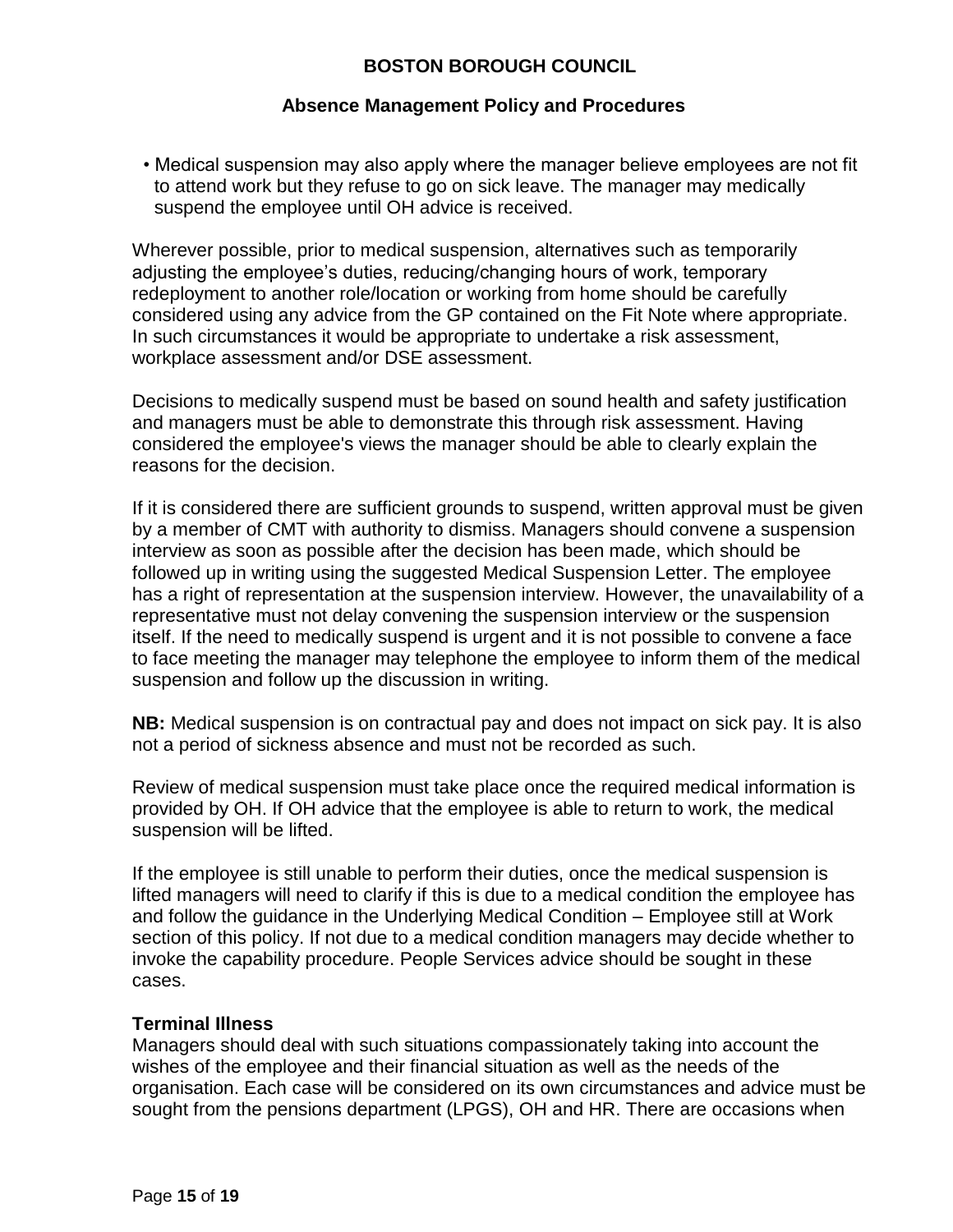- Medical suspension may also apply where the manager believe employees are not fit to attend work but they refuse to go on sick leave. The manager may medically suspend the employee until OH advice is received.

Wherever possible, prior to medical suspension, alternatives such as temporarily adjusting the employee's duties, reducing/changing hours of work, temporary redeployment to another role/location or working from home should be carefully considered using any advice from the GP contained on the Fit Note where appropriate. In such circumstances it would be appropriate to undertake a risk assessment, workplace assessment and/or DSE assessment.

Decisions to medically suspend must be based on sound health and safety justification and managers must be able to demonstrate this through risk assessment. Having considered the employee's views the manager should be able to clearly explain the reasons for the decision.

If it is considered there are sufficient grounds to suspend, written approval must be given by a member of CMT with authority to dismiss. Managers should convene a suspension interview as soon as possible after the decision has been made, which should be followed up in writing using the suggested Medical Suspension Letter. The employee has a right of representation at the suspension interview. However, the unavailability of a representative must not delay convening the suspension interview or the suspension itself. If the need to medically suspend is urgent and it is not possible to convene a face to face meeting the manager may telephone the employee to inform them of the medical suspension and follow up the discussion in writing.

**NB:** Medical suspension is on contractual pay and does not impact on sick pay. It is also not a period of sickness absence and must not be recorded as such.

Review of medical suspension must take place once the required medical information is provided by OH. If OH advice that the employee is able to return to work, the medical suspension will be lifted.

If the employee is still unable to perform their duties, once the medical suspension is lifted managers will need to clarify if this is due to a medical condition the employee has and follow the guidance in the Underlying Medical Condition – Employee still at Work section of this policy. If not due to a medical condition managers may decide whether to invoke the capability procedure. People Services advice should be sought in these cases.

### Terminal Illness

Managers should deal with such situations compassionately taking into account the wishes of the employee and their financial situation as well as the needs of the organisation. Each case will be considered on its own circumstances and advice must be sought from the pensions department (LPGS), OH and HR. There are occasions when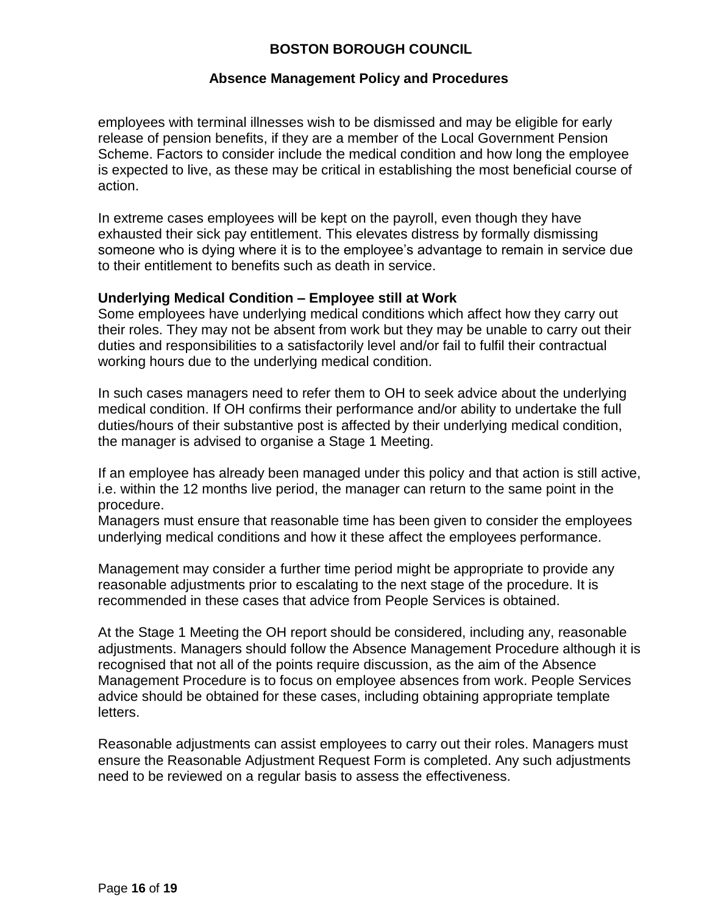employees with terminal illnesses wish to be dismissed and may be eligible for early release of pension benefits, if they are a member of the Local Government Pension Scheme. Factors to consider include the medical condition and how long the employee is expected to live, as these may be critical in establishing the most beneficial course of action.

In extreme cases employees will be kept on the payroll, even though they have exhausted their sick pay entitlement. This elevates distress by formally dismissing someone who is dying where it is to the employee's advantage to remain in service due to their entitlement to benefits such as death in service.

**Underlying Medical Condition – Employee still at Work**

Some employees have underlying medical conditions which affect how they carry out their roles. They may not be absent from work but they may be unable to carry out their duties and responsibilities to a satisfactorily level and/or fail to fulfil their contractual working hours due to the underlying medical condition.

In such cases managers need to refer them to OH to seek advice about the underlying medical condition. If OH confirms their performance and/or ability to undertake the full duties/hours of their substantive post is affected by their underlying medical condition, the manager is advised to organise a Stage 1 Meeting.

If an employee has already been managed under this policy and that action is still active, i.e. within the 12 months live period, the manager can return to the same point in the procedure.

Managers must ensure that reasonable time has been given to consider the employees underlying medical conditions and how it these affect the employees performance.

Management may consider a further time period might be appropriate to provide any reasonable adjustments prior to escalating to the next stage of the procedure. It is recommended in these cases that advice from People Services is obtained.

At the Stage 1 Meeting the OH report should be considered, including any, reasonable adjustments. Managers should follow the Absence Management Procedure although it is recognised that not all of the points require discussion, as the aim of the Absence Management Procedure is to focus on employee absences from work. People Services advice should be obtained for these cases, including obtaining appropriate template letters.

Reasonable adjustments can assist employees to carry out their roles. Managers must ensure the Reasonable Adjustment Request Form is completed. Any such adjustments need to be reviewed on a regular basis to assess the effectiveness.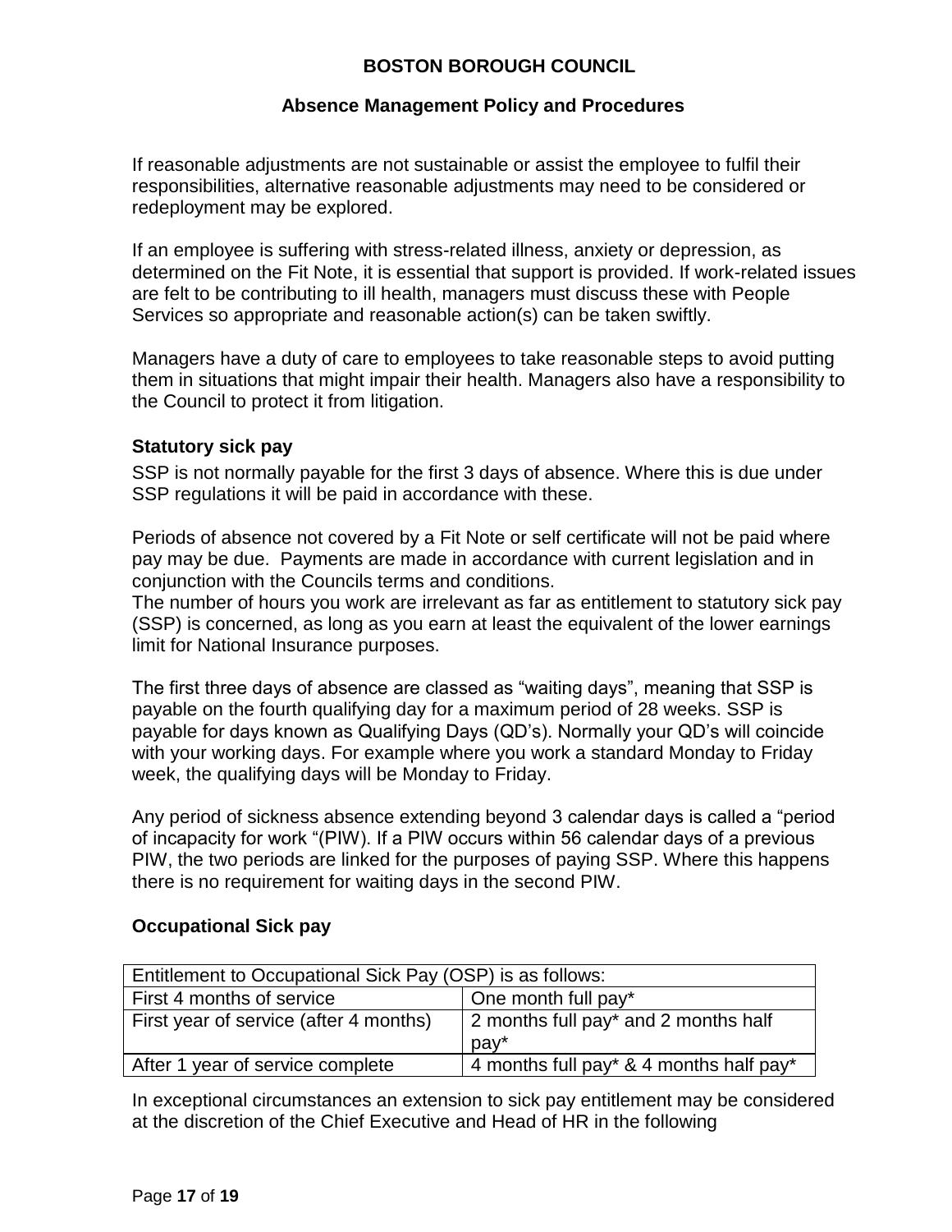If reasonable adjustments are not sustainable or assist the employee to fulfil their responsibilities, alternative reasonable adjustments may need to be considered or redeployment may be explored.

If an employee is suffering with stress-related illness, anxiety or depression, as determined on the Fit Note, it is essential that support is provided. If work-related issues are felt to be contributing to ill health, managers must discuss these with People Services so appropriate and reasonable action(s) can be taken swiftly.

Managers have a duty of care to employees to take reasonable steps to avoid putting them in situations that might impair their health. Managers also have a responsibility to the Council to protect it from litigation.

### Statutory sick pay

SSP is not normally payable for the first 3 days of absence. Where this is due under SSP regulations it will be paid in accordance with these.

Periods of absence not covered by a Fit Note or self certificate will not be paid where pay may be due. Payments are made in accordance with current legislation and in conjunction with the Councils terms and conditions.
The number of hours you work are irrelevant as far as entitlement to statutory sick pay (SSP) is concerned, as long as you earn at least the equivalent of the lower earnings limit for National Insurance purposes.

The first three days of absence are classed as “waiting days”, meaning that SSP is payable on the fourth qualifying day for a maximum period of 28 weeks. SSP is payable for days known as Qualifying Days (QD’s). Normally your QD’s will coincide with your working days. For example where you work a standard Monday to Friday week, the qualifying days will be Monday to Friday.

Any period of sickness absence extending beyond 3 calendar days is called a “period of incapacity for work “(PIW). If a PIW occurs within 56 calendar days of a previous PIW, the two periods are linked for the purposes of paying SSP. Where this happens there is no requirement for waiting days in the second PIW.

### Occupational Sick pay

| Entitlement to Occupational Sick Pay (OSP) is as follows: | |
|---|---|
| First 4 months of service | One month full pay* |
| First year of service (after 4 months) | 2 months full pay* and 2 months half pay* |
| After 1 year of service complete | 4 months full pay* & 4 months half pay* |

In exceptional circumstances an extension to sick pay entitlement may be considered at the discretion of the Chief Executive and Head of HR in the following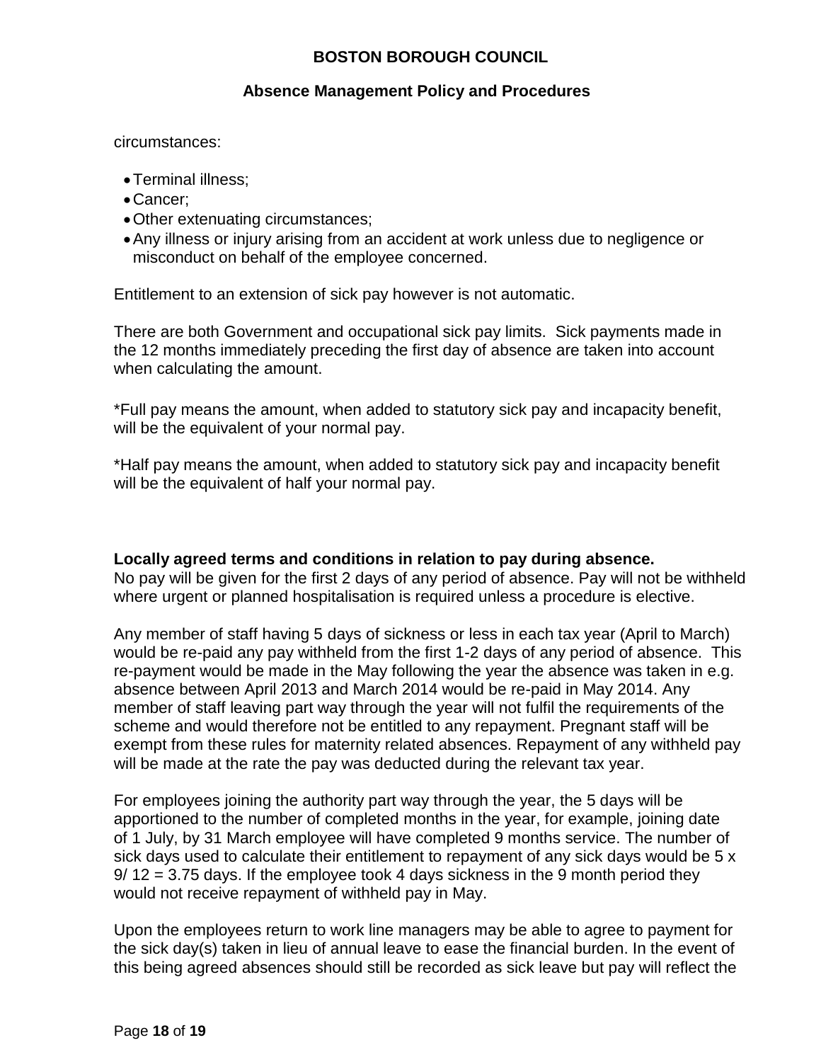circumstances:

- Terminal illness;
- Cancer;
- Other extenuating circumstances;
- Any illness or injury arising from an accident at work unless due to negligence or misconduct on behalf of the employee concerned.

Entitlement to an extension of sick pay however is not automatic.

There are both Government and occupational sick pay limits. Sick payments made in the 12 months immediately preceding the first day of absence are taken into account when calculating the amount.

*Full pay means the amount, when added to statutory sick pay and incapacity benefit, will be the equivalent of your normal pay.

*Half pay means the amount, when added to statutory sick pay and incapacity benefit will be the equivalent of half your normal pay.

**Locally agreed terms and conditions in relation to pay during absence.**

No pay will be given for the first 2 days of any period of absence. Pay will not be withheld where urgent or planned hospitalisation is required unless a procedure is elective.

Any member of staff having 5 days of sickness or less in each tax year (April to March) would be re-paid any pay withheld from the first 1-2 days of any period of absence. This re-payment would be made in the May following the year the absence was taken in e.g. absence between April 2013 and March 2014 would be re-paid in May 2014. Any member of staff leaving part way through the year will not fulfil the requirements of the scheme and would therefore not be entitled to any repayment. Pregnant staff will be exempt from these rules for maternity related absences. Repayment of any withheld pay will be made at the rate the pay was deducted during the relevant tax year.

For employees joining the authority part way through the year, the 5 days will be apportioned to the number of completed months in the year, for example, joining date of 1 July, by 31 March employee will have completed 9 months service. The number of sick days used to calculate their entitlement to repayment of any sick days would be 5 x 9/ 12 = 3.75 days. If the employee took 4 days sickness in the 9 month period they would not receive repayment of withheld pay in May.

Upon the employees return to work line managers may be able to agree to payment for the sick day(s) taken in lieu of annual leave to ease the financial burden. In the event of this being agreed absences should still be recorded as sick leave but pay will reflect the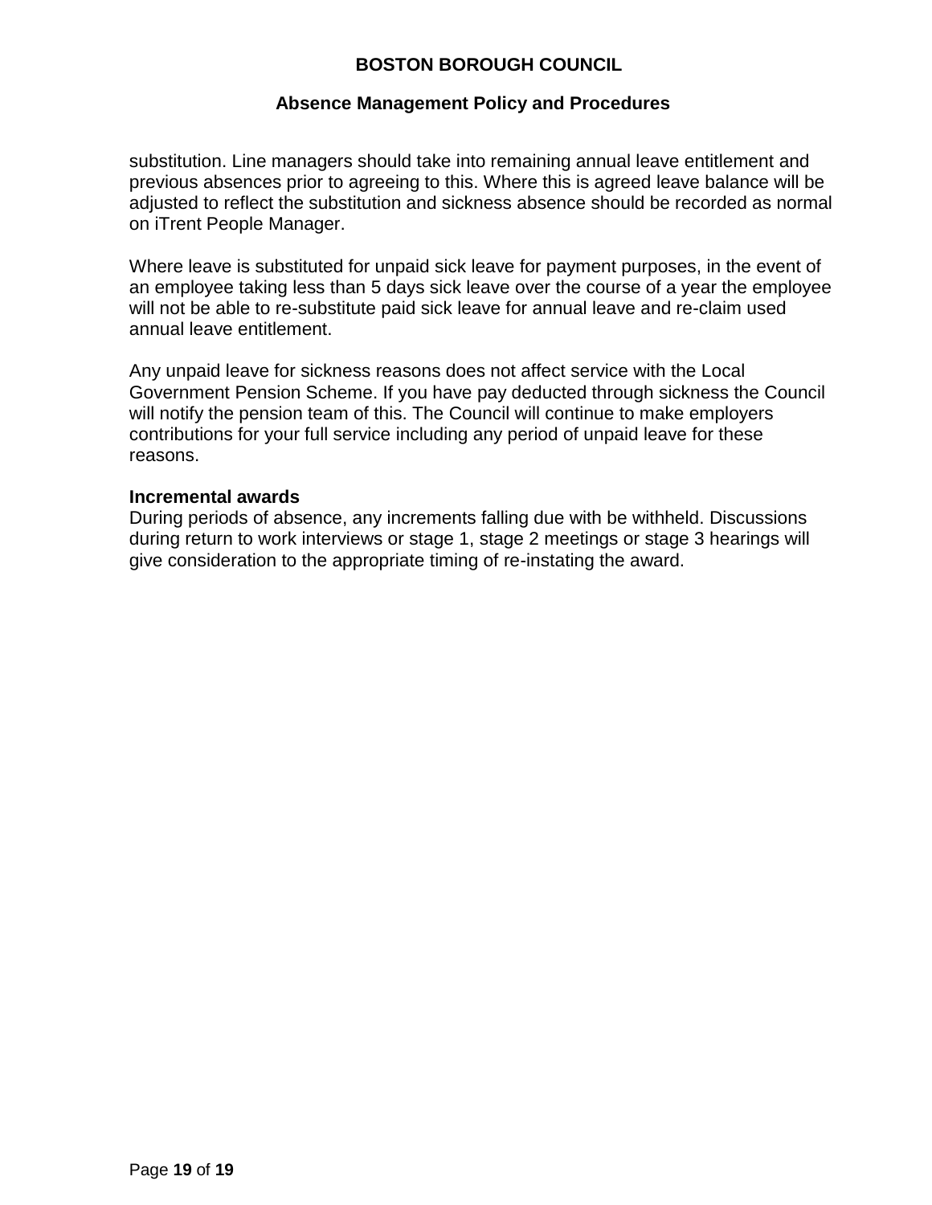substitution. Line managers should take into remaining annual leave entitlement and previous absences prior to agreeing to this. Where this is agreed leave balance will be adjusted to reflect the substitution and sickness absence should be recorded as normal on iTrent People Manager.

Where leave is substituted for unpaid sick leave for payment purposes, in the event of an employee taking less than 5 days sick leave over the course of a year the employee will not be able to re-substitute paid sick leave for annual leave and re-claim used annual leave entitlement.

Any unpaid leave for sickness reasons does not affect service with the Local Government Pension Scheme. If you have pay deducted through sickness the Council will notify the pension team of this. The Council will continue to make employers contributions for your full service including any period of unpaid leave for these reasons.

**Incremental awards**

During periods of absence, any increments falling due with be withheld. Discussions during return to work interviews or stage 1, stage 2 meetings or stage 3 hearings will give consideration to the appropriate timing of re-instating the award.